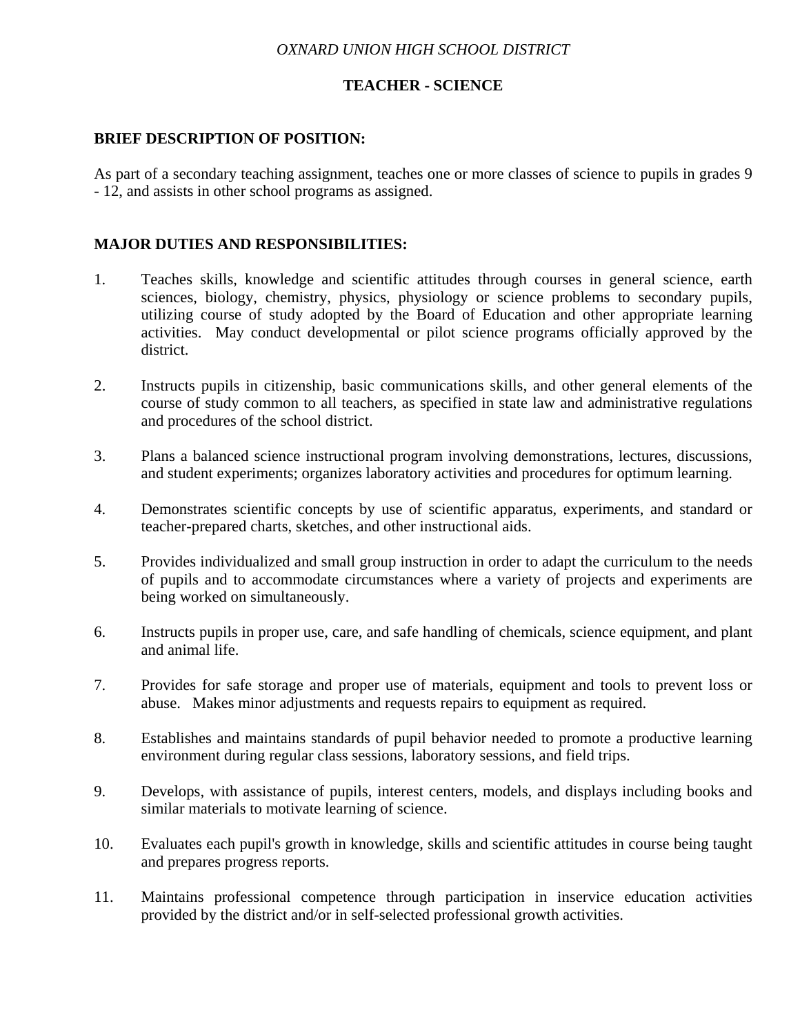*OXNARD UNION HIGH SCHOOL DISTRICT*

# TEACHER - SCIENCE

## BRIEF DESCRIPTION OF POSITION:

As part of a secondary teaching assignment, teaches one or more classes of science to pupils in grades 9 - 12, and assists in other school programs as assigned.

## MAJOR DUTIES AND RESPONSIBILITIES:

1. Teaches skills, knowledge and scientific attitudes through courses in general science, earth sciences, biology, chemistry, physics, physiology or science problems to secondary pupils, utilizing course of study adopted by the Board of Education and other appropriate learning activities. May conduct developmental or pilot science programs officially approved by the district.

2. Instructs pupils in citizenship, basic communications skills, and other general elements of the course of study common to all teachers, as specified in state law and administrative regulations and procedures of the school district.

3. Plans a balanced science instructional program involving demonstrations, lectures, discussions, and student experiments; organizes laboratory activities and procedures for optimum learning.

4. Demonstrates scientific concepts by use of scientific apparatus, experiments, and standard or teacher-prepared charts, sketches, and other instructional aids.

5. Provides individualized and small group instruction in order to adapt the curriculum to the needs of pupils and to accommodate circumstances where a variety of projects and experiments are being worked on simultaneously.

6. Instructs pupils in proper use, care, and safe handling of chemicals, science equipment, and plant and animal life.

7. Provides for safe storage and proper use of materials, equipment and tools to prevent loss or abuse. Makes minor adjustments and requests repairs to equipment as required.

8. Establishes and maintains standards of pupil behavior needed to promote a productive learning environment during regular class sessions, laboratory sessions, and field trips.

9. Develops, with assistance of pupils, interest centers, models, and displays including books and similar materials to motivate learning of science.

10. Evaluates each pupil's growth in knowledge, skills and scientific attitudes in course being taught and prepares progress reports.

11. Maintains professional competence through participation in inservice education activities provided by the district and/or in self-selected professional growth activities.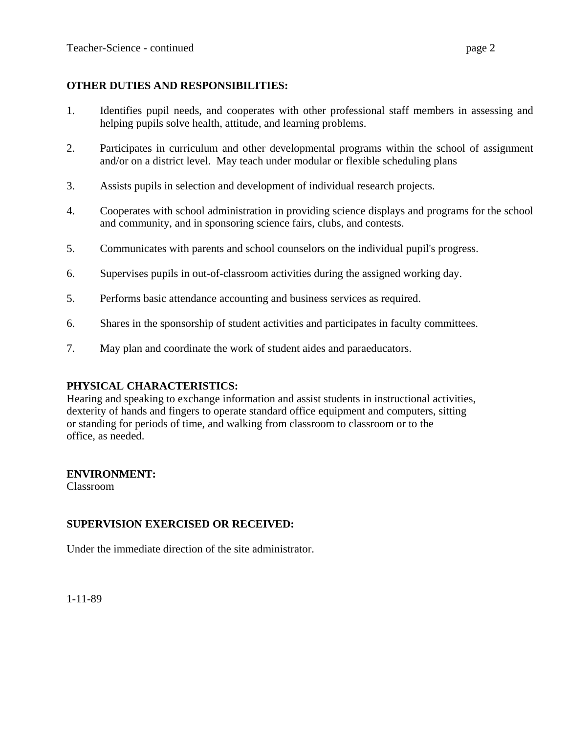## OTHER DUTIES AND RESPONSIBILITIES:

1. Identifies pupil needs, and cooperates with other professional staff members in assessing and helping pupils solve health, attitude, and learning problems.

2. Participates in curriculum and other developmental programs within the school of assignment and/or on a district level. May teach under modular or flexible scheduling plans

3. Assists pupils in selection and development of individual research projects.

4. Cooperates with school administration in providing science displays and programs for the school and community, and in sponsoring science fairs, clubs, and contests.

5. Communicates with parents and school counselors on the individual pupil's progress.

6. Supervises pupils in out-of-classroom activities during the assigned working day.

5. Performs basic attendance accounting and business services as required.

6. Shares in the sponsorship of student activities and participates in faculty committees.

7. May plan and coordinate the work of student aides and paraeducators.

## PHYSICAL CHARACTERISTICS:

Hearing and speaking to exchange information and assist students in instructional activities, dexterity of hands and fingers to operate standard office equipment and computers, sitting or standing for periods of time, and walking from classroom to classroom or to the office, as needed.

## ENVIRONMENT:

Classroom

## SUPERVISION EXERCISED OR RECEIVED:

Under the immediate direction of the site administrator.

1-11-89